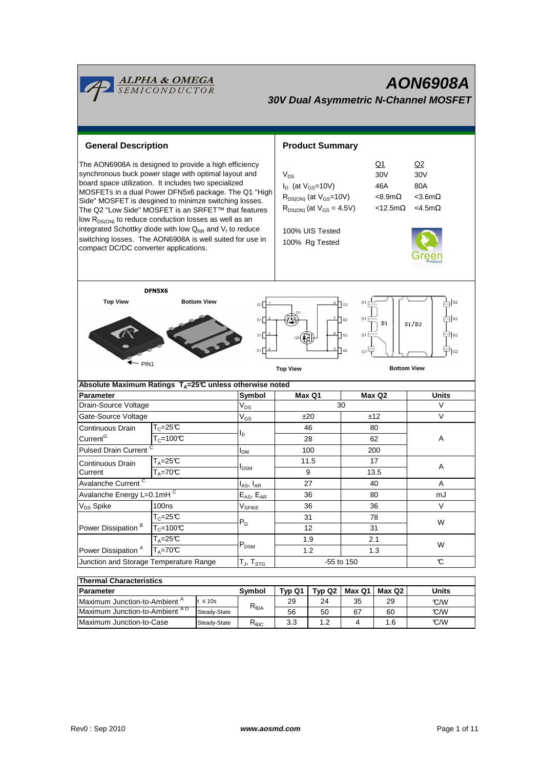# AON6908A

## 30V Dual Asymmetric N-Channel MOSFET

## General Description

The AON6908A is designed to provide a high efficiency synchronous buck power stage with optimal layout and board space utilization. It includes two specialized MOSFETs in a dual Power DFN5x6 package. The Q1 "High Side" MOSFET is desgined to minimze switching losses. The Q2 "Low Side" MOSFET is an SRFET™ that features low $R_{DS(ON)}$ to reduce conduction losses as well as an integrated Schottky diode with low $Q_{RR}$ and $V_f$ to reduce switching losses. The AON6908A is well suited for use in compact DC/DC converter applications.

## Product Summary

| | Q1 | Q2 |
|---|---|---|
| $V_{DS}$ | 30V | 30V |
| $I_D$ (at $V_{GS}$=10V) | 46A | 80A |
| $R_{DS(ON)}$ (at $V_{GS}$=10V) | <8.9mΩ | <3.6mΩ |
| $R_{DS(ON)}$ (at $V_{GS}$ = 4.5V) | <12.5mΩ | <4.5mΩ |

100% UIS Tested

100% Rg Tested

DFN5X6

Top View | Bottom View | PIN1

Top View | Bottom View

### Absolute Maximum Ratings $T_A$=25°C unless otherwise noted

| Parameter | | Symbol | Max Q1 | Max Q2 | Units |
|---|---|---|---|---|---|
| Drain-Source Voltage | | $V_{DS}$ | 30 | | V |
| Gate-Source Voltage | | $V_{GS}$ | ±20 | ±12 | V |
| Continuous Drain Current[G] | $T_C$=25°C | $I_D$ | 46 | 80 | A |
| | $T_C$=100°C | | 28 | 62 | |
| Pulsed Drain Current [C] | | $I_{DM}$ | 100 | 200 | |
| Continuous Drain Current | $T_A$=25°C | $I_{DSM}$ | 11.5 | 17 | A |
| | $T_A$=70°C | | 9 | 13.5 | |
| Avalanche Current [C] | | $I_{AS}$, $I_{AR}$ | 27 | 40 | A |
| Avalanche Energy L=0.1mH [C] | | $E_{AS}$, $E_{AR}$ | 36 | 80 | mJ |
| $V_{DS}$ Spike | 100ns | $V_{SPIKE}$ | 36 | 36 | V |
| Power Dissipation [B] | $T_C$=25°C | $P_D$ | 31 | 78 | W |
| | $T_C$=100°C | | 12 | 31 | |
| Power Dissipation [A] | $T_A$=25°C | $P_{DSM}$ | 1.9 | 2.1 | W |
| | $T_A$=70°C | | 1.2 | 1.3 | |
| Junction and Storage Temperature Range | | $T_J$, $T_{STG}$ | -55 to 150 | | °C |

### Thermal Characteristics

| Parameter | | Symbol | Typ Q1 | Typ Q2 | Max Q1 | Max Q2 | Units |
|---|---|---|---|---|---|---|---|
| Maximum Junction-to-Ambient [A] | t ≤ 10s | $R_{\theta JA}$ | 29 | 24 | 35 | 29 | °C/W |
| Maximum Junction-to-Ambient [A D] | Steady-State | | 56 | 50 | 67 | 60 | °C/W |
| Maximum Junction-to-Case | Steady-State | $R_{\theta JC}$ | 3.3 | 1.2 | 4 | 1.6 | °C/W |

Rev0 : Sep 2010 www.aosmd.com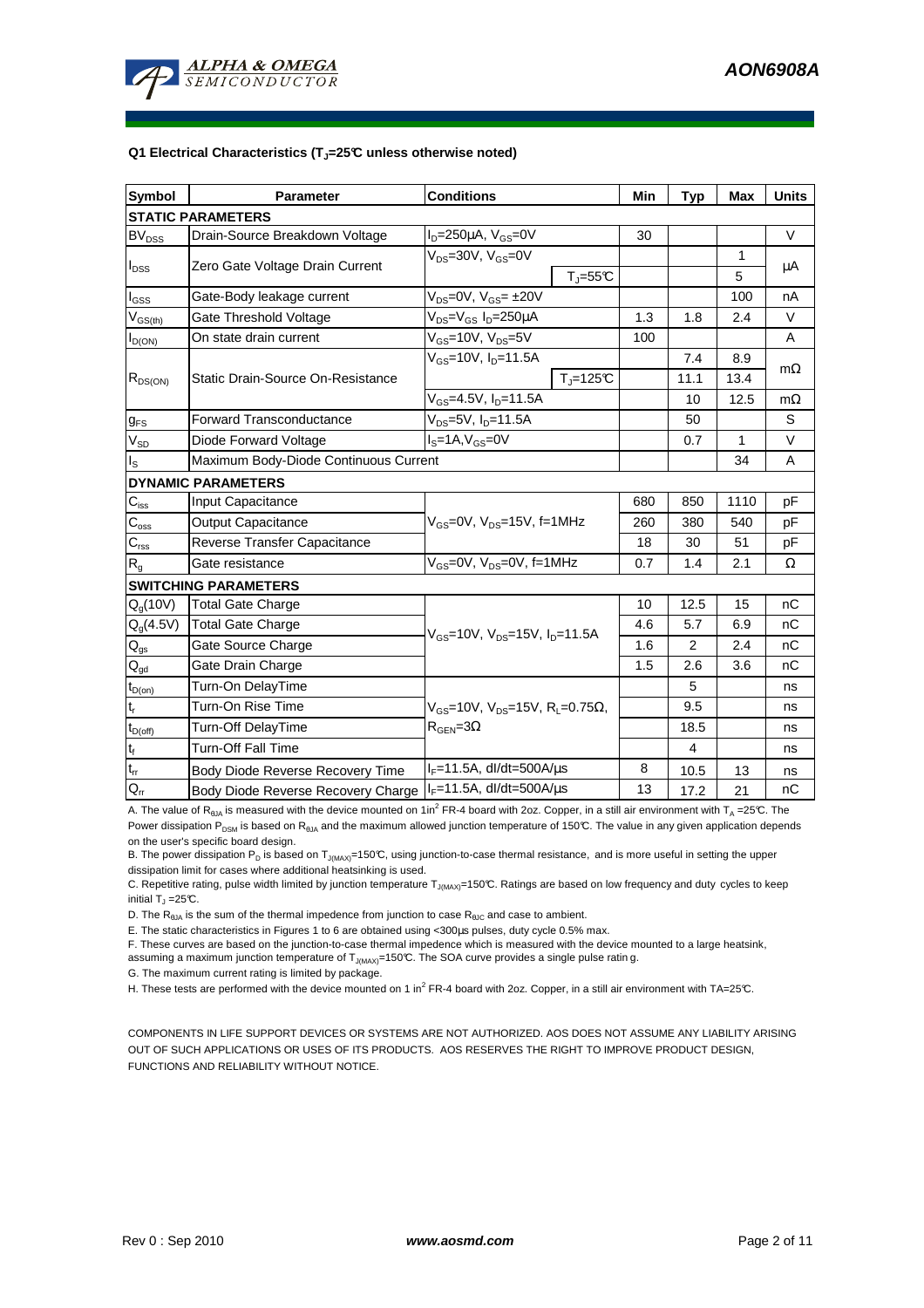### Q1 Electrical Characteristics ($T_J$=25°C unless otherwise noted)

| Symbol | Parameter | Conditions | | Min | Typ | Max | Units |
|---|---|---|---|---|---|---|---|
| **STATIC PARAMETERS** | | | | | | | |
| $BV_{DSS}$ | Drain-Source Breakdown Voltage | $I_D$=250µA, $V_{GS}$=0V | | 30 | | | V |
| $I_{DSS}$ | Zero Gate Voltage Drain Current | $V_{DS}$=30V, $V_{GS}$=0V | | | | 1 | µA |
| | | | $T_J$=55°C | | | 5 | |
| $I_{GSS}$ | Gate-Body leakage current | $V_{DS}$=0V, $V_{GS}$= ±20V | | | | 100 | nA |
| $V_{GS(th)}$ | Gate Threshold Voltage | $V_{DS}$=$V_{GS}$ $I_D$=250µA | | 1.3 | 1.8 | 2.4 | V |
| $I_{D(ON)}$ | On state drain current | $V_{GS}$=10V, $V_{DS}$=5V | | 100 | | | A |
| $R_{DS(ON)}$ | Static Drain-Source On-Resistance | $V_{GS}$=10V, $I_D$=11.5A | | | 7.4 | 8.9 | mΩ |
| | | | $T_J$=125°C | | 11.1 | 13.4 | |
| | | $V_{GS}$=4.5V, $I_D$=11.5A | | | 10 | 12.5 | mΩ |
| $g_{FS}$ | Forward Transconductance | $V_{DS}$=5V, $I_D$=11.5A | | | 50 | | S |
| $V_{SD}$ | Diode Forward Voltage | $I_S$=1A,$V_{GS}$=0V | | | 0.7 | 1 | V |
| $I_S$ | Maximum Body-Diode Continuous Current | | | | | 34 | A |
| **DYNAMIC PARAMETERS** | | | | | | | |
| $C_{iss}$ | Input Capacitance | $V_{GS}$=0V, $V_{DS}$=15V, f=1MHz | | 680 | 850 | 1110 | pF |
| $C_{oss}$ | Output Capacitance | | | 260 | 380 | 540 | pF |
| $C_{rss}$ | Reverse Transfer Capacitance | | | 18 | 30 | 51 | pF |
| $R_g$ | Gate resistance | $V_{GS}$=0V, $V_{DS}$=0V, f=1MHz | | 0.7 | 1.4 | 2.1 | Ω |
| **SWITCHING PARAMETERS** | | | | | | | |
| $Q_g$(10V) | Total Gate Charge | $V_{GS}$=10V, $V_{DS}$=15V, $I_D$=11.5A | | 10 | 12.5 | 15 | nC |
| $Q_g$(4.5V) | Total Gate Charge | | | 4.6 | 5.7 | 6.9 | nC |
| $Q_{gs}$ | Gate Source Charge | | | 1.6 | 2 | 2.4 | nC |
| $Q_{gd}$ | Gate Drain Charge | | | 1.5 | 2.6 | 3.6 | nC |
| $t_{D(on)}$ | Turn-On DelayTime | $V_{GS}$=10V, $V_{DS}$=15V, $R_L$=0.75Ω, $R_{GEN}$=3Ω | | | 5 | | ns |
| $t_r$ | Turn-On Rise Time | | | | 9.5 | | ns |
| $t_{D(off)}$ | Turn-Off DelayTime | | | | 18.5 | | ns |
| $t_f$ | Turn-Off Fall Time | | | | 4 | | ns |
| $t_{rr}$ | Body Diode Reverse Recovery Time | $I_F$=11.5A, dI/dt=500A/µs | | 8 | 10.5 | 13 | ns |
| $Q_{rr}$ | Body Diode Reverse Recovery Charge | $I_F$=11.5A, dI/dt=500A/µs | | 13 | 17.2 | 21 | nC |

A. The value of $R_{\theta JA}$ is measured with the device mounted on 1in$^2$ FR-4 board with 2oz. Copper, in a still air environment with $T_A$ =25°C. The Power dissipation $P_{DSM}$ is based on $R_{\theta JA}$ and the maximum allowed junction temperature of 150°C. The value in any given application depends on the user's specific board design.

B. The power dissipation $P_D$ is based on $T_{J(MAX)}$=150°C, using junction-to-case thermal resistance, and is more useful in setting the upper dissipation limit for cases where additional heatsinking is used.

C. Repetitive rating, pulse width limited by junction temperature $T_{J(MAX)}$=150°C. Ratings are based on low frequency and duty cycles to keep initial $T_J$ =25°C.

D. The $R_{\theta JA}$ is the sum of the thermal impedence from junction to case $R_{\theta JC}$ and case to ambient.

E. The static characteristics in Figures 1 to 6 are obtained using <300µs pulses, duty cycle 0.5% max.

F. These curves are based on the junction-to-case thermal impedence which is measured with the device mounted to a large heatsink, assuming a maximum junction temperature of $T_{J(MAX)}$=150°C. The SOA curve provides a single pulse ratin g.

G. The maximum current rating is limited by package.

H. These tests are performed with the device mounted on 1 in$^2$ FR-4 board with 2oz. Copper, in a still air environment with TA=25°C.

COMPONENTS IN LIFE SUPPORT DEVICES OR SYSTEMS ARE NOT AUTHORIZED. AOS DOES NOT ASSUME ANY LIABILITY ARISING OUT OF SUCH APPLICATIONS OR USES OF ITS PRODUCTS. AOS RESERVES THE RIGHT TO IMPROVE PRODUCT DESIGN, FUNCTIONS AND RELIABILITY WITHOUT NOTICE.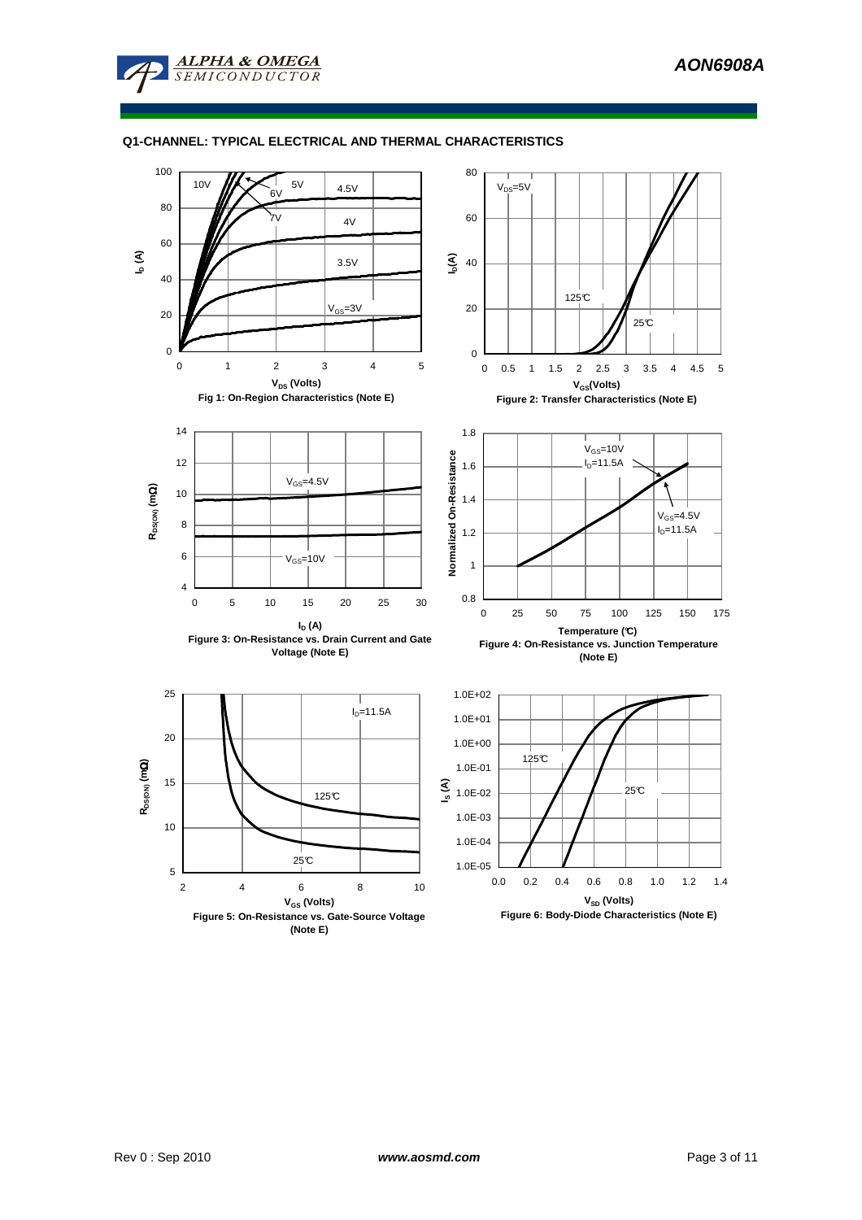## Q1-CHANNEL: TYPICAL ELECTRICAL AND THERMAL CHARACTERISTICS

Fig 1: On-Region Characteristics (Note E)

Figure 2: Transfer Characteristics (Note E)

Figure 3: On-Resistance vs. Drain Current and Gate Voltage (Note E)

Figure 4: On-Resistance vs. Junction Temperature (Note E)

Figure 5: On-Resistance vs. Gate-Source Voltage (Note E)

Figure 6: Body-Diode Characteristics (Note E)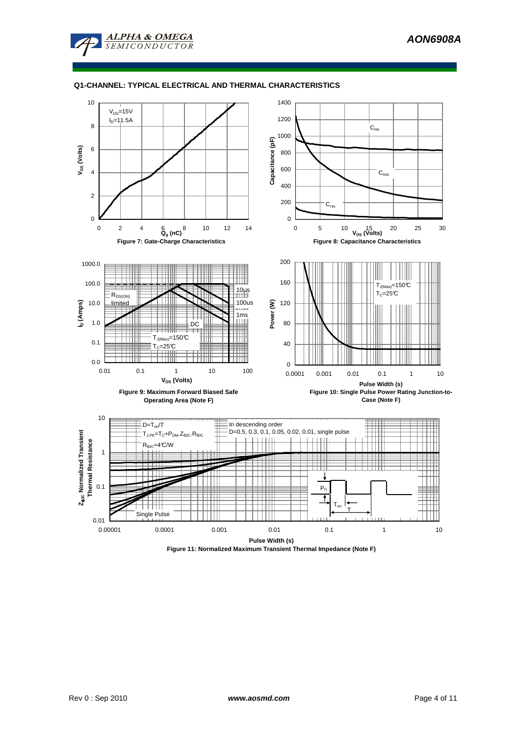## Q1-CHANNEL: TYPICAL ELECTRICAL AND THERMAL CHARACTERISTICS

$V_{DS}$=15V
$I_D$=11.5A

$V_{GS}$ (Volts)

$Q_g$ (nC)

**Figure 7: Gate-Charge Characteristics**

$C_{iss}$

$C_{oss}$

$C_{rss}$

Capacitance (pF)

$V_{DS}$ (Volts)

**Figure 8: Capacitance Characteristics**

$R_{DS(ON)}$ limited

10µs

100us

1ms

DC

$T_{J(Max)}$=150°C
$T_C$=25°C

$I_D$ (Amps)

$V_{DS}$ (Volts)

**Figure 9: Maximum Forward Biased Safe Operating Area (Note F)**

$T_{J(Max)}$=150°C
$T_C$=25°C

Power (W)

Pulse Width (s)

**Figure 10: Single Pulse Power Rating Junction-to-Case (Note F)**

D=$T_{on}$/T
$T_{J,PK}$=$T_C$+$P_{DM}$.$Z_{\theta JC}$.$R_{\theta JC}$
$R_{\theta JC}$=4°C/W

In descending order
D=0.5, 0.3, 0.1, 0.05, 0.02, 0.01, single pulse

Single Pulse

$P_D$

$T_{on}$

T

$Z_{\theta JC}$ Normalized Transient Thermal Resistance

Pulse Width (s)

**Figure 11: Normalized Maximum Transient Thermal Impedance (Note F)**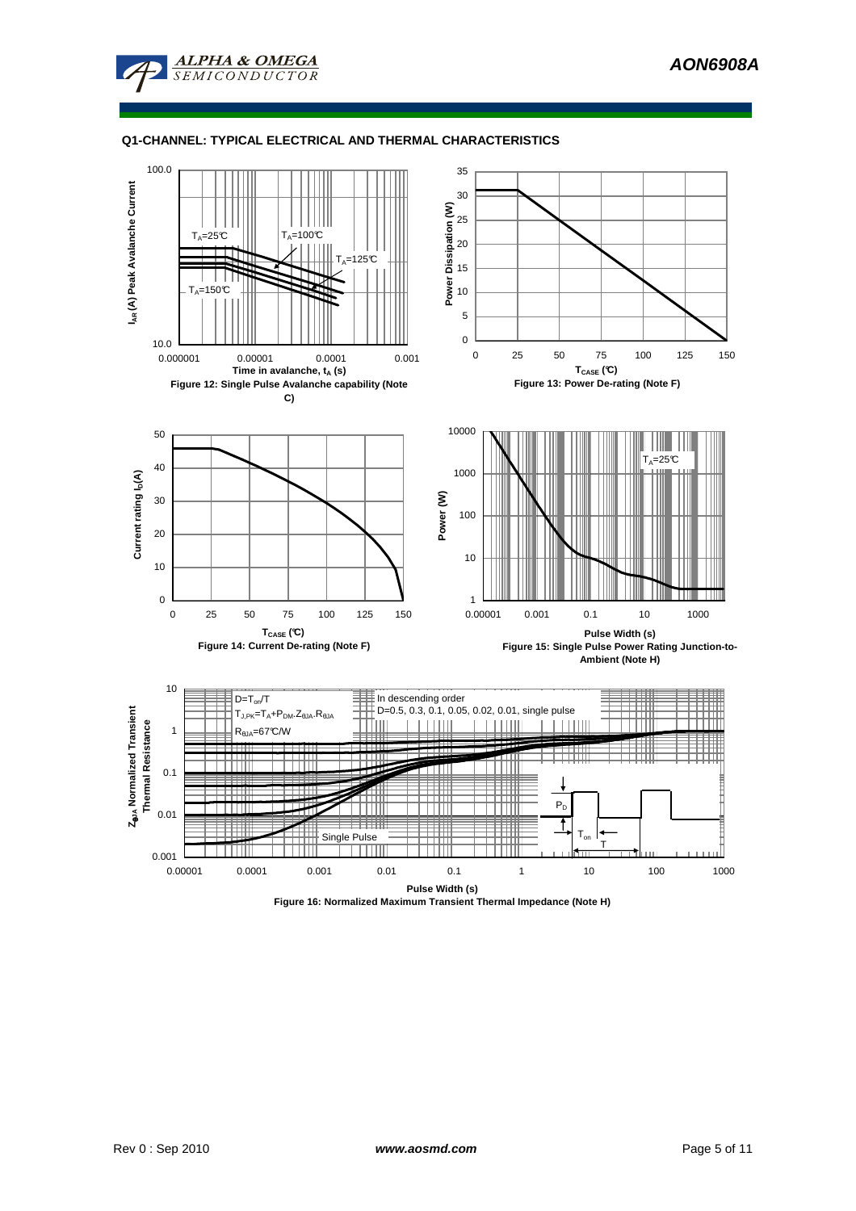## Q1-CHANNEL: TYPICAL ELECTRICAL AND THERMAL CHARACTERISTICS

$I_{AR}$ (A) Peak Avalanche Current

100.0

10.0

$T_A$=25℃

$T_A$=100℃

$T_A$=125℃

$T_A$=150℃

0.000001 0.00001 0.0001 0.001

Time in avalanche, $t_A$ (s)

**Figure 12: Single Pulse Avalanche capability (Note C)**

Power Dissipation (W)

0 5 10 15 20 25 30 35

0 25 50 75 100 125 150

$T_{CASE}$ (℃)

**Figure 13: Power De-rating (Note F)**

Current rating $I_D$(A)

0 10 20 30 40 50

0 25 50 75 100 125 150

$T_{CASE}$ (℃)

**Figure 14: Current De-rating (Note F)**

Power (W)

1 10 100 1000 10000

$T_A$=25℃

0.00001 0.001 0.1 10 1000

Pulse Width (s)

**Figure 15: Single Pulse Power Rating Junction-to-Ambient (Note H)**

$Z_{\theta JA}$ Normalized Transient Thermal Resistance

0.001 0.01 0.1 1 10

$D=T_{on}/T$

$T_{J,PK}=T_A+P_{DM}.Z_{\theta JA}.R_{\theta JA}$

$R_{\theta JA}$=67℃/W

In descending order

D=0.5, 0.3, 0.1, 0.05, 0.02, 0.01, single pulse

Single Pulse

$P_D$

$T_{on}$

T

0.00001 0.0001 0.001 0.01 0.1 1 10 100 1000

Pulse Width (s)

**Figure 16: Normalized Maximum Transient Thermal Impedance (Note H)**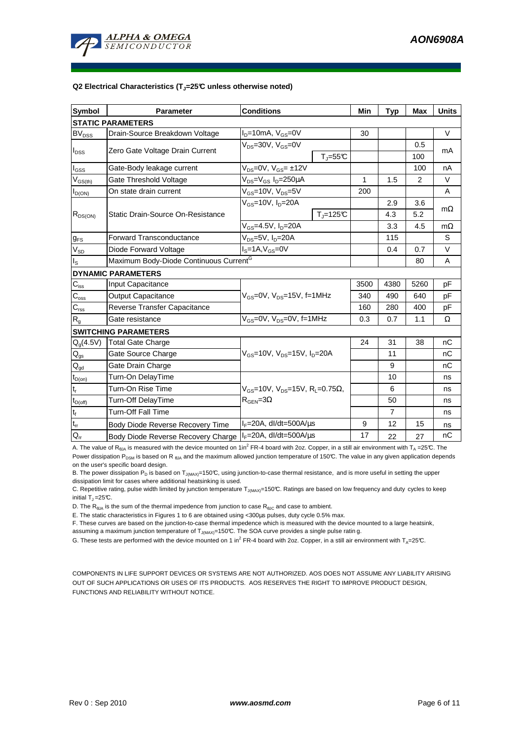**Q2 Electrical Characteristics ($T_J$=25℃ unless otherwise noted)**

| Symbol | Parameter | Conditions | | Min | Typ | Max | Units |
|---|---|---|---|---|---|---|---|
| **STATIC PARAMETERS** | | | | | | | |
| $BV_{DSS}$ | Drain-Source Breakdown Voltage | $I_D$=10mA, $V_{GS}$=0V | | 30 | | | V |
| $I_{DSS}$ | Zero Gate Voltage Drain Current | $V_{DS}$=30V, $V_{GS}$=0V | | | | 0.5 | mA |
| | | | $T_J$=55℃ | | | 100 | |
| $I_{GSS}$ | Gate-Body leakage current | $V_{DS}$=0V, $V_{GS}$= ±12V | | | | 100 | nA |
| $V_{GS(th)}$ | Gate Threshold Voltage | $V_{DS}$=$V_{GS}$ $I_D$=250µA | | 1 | 1.5 | 2 | V |
| $I_{D(ON)}$ | On state drain current | $V_{GS}$=10V, $V_{DS}$=5V | | 200 | | | A |
| $R_{DS(ON)}$ | Static Drain-Source On-Resistance | $V_{GS}$=10V, $I_D$=20A | | | 2.9 | 3.6 | mΩ |
| | | | $T_J$=125℃ | | 4.3 | 5.2 | |
| | | $V_{GS}$=4.5V, $I_D$=20A | | | 3.3 | 4.5 | mΩ |
| $g_{FS}$ | Forward Transconductance | $V_{DS}$=5V, $I_D$=20A | | | 115 | | S |
| $V_{SD}$ | Diode Forward Voltage | $I_S$=1A,$V_{GS}$=0V | | | 0.4 | 0.7 | V |
| $I_S$ | Maximum Body-Diode Continuous Current[G] | | | | | 80 | A |
| **DYNAMIC PARAMETERS** | | | | | | | |
| $C_{iss}$ | Input Capacitance | $V_{GS}$=0V, $V_{DS}$=15V, f=1MHz | | 3500 | 4380 | 5260 | pF |
| $C_{oss}$ | Output Capacitance | | | 340 | 490 | 640 | pF |
| $C_{rss}$ | Reverse Transfer Capacitance | | | 160 | 280 | 400 | pF |
| $R_g$ | Gate resistance | $V_{GS}$=0V, $V_{DS}$=0V, f=1MHz | | 0.3 | 0.7 | 1.1 | Ω |
| **SWITCHING PARAMETERS** | | | | | | | |
| $Q_g$(4.5V) | Total Gate Charge | $V_{GS}$=10V, $V_{DS}$=15V, $I_D$=20A | | 24 | 31 | 38 | nC |
| $Q_{gs}$ | Gate Source Charge | | | | 11 | | nC |
| $Q_{gd}$ | Gate Drain Charge | | | | 9 | | nC |
| $t_{D(on)}$ | Turn-On DelayTime | $V_{GS}$=10V, $V_{DS}$=15V, $R_L$=0.75Ω, $R_{GEN}$=3Ω | | | 10 | | ns |
| $t_r$ | Turn-On Rise Time | | | | 6 | | ns |
| $t_{D(off)}$ | Turn-Off DelayTime | | | | 50 | | ns |
| $t_f$ | Turn-Off Fall Time | | | | 7 | | ns |
| $t_{rr}$ | Body Diode Reverse Recovery Time | $I_F$=20A, dI/dt=500A/µs | | 9 | 12 | 15 | ns |
| $Q_{rr}$ | Body Diode Reverse Recovery Charge | $I_F$=20A, dI/dt=500A/µs | | 17 | 22 | 27 | nC |

A. The value of $R_{\theta JA}$ is measured with the device mounted on 1in$^2$ FR-4 board with 2oz. Copper, in a still air environment with $T_A$ =25℃. The Power dissipation $P_{DSM}$ is based on R $_{\theta JA}$ and the maximum allowed junction temperature of 150℃. The value in any given application depends on the user's specific board design.

B. The power dissipation $P_D$ is based on $T_{J(MAX)}$=150℃, using junction-to-case thermal resistance, and is more useful in setting the upper dissipation limit for cases where additional heatsinking is used.

C. Repetitive rating, pulse width limited by junction temperature $T_{J(MAX)}$=150℃. Ratings are based on low frequency and duty cycles to keep initial $T_J$ =25℃.

D. The $R_{\theta JA}$ is the sum of the thermal impedence from junction to case $R_{\theta JC}$ and case to ambient.

E. The static characteristics in Figures 1 to 6 are obtained using <300µs pulses, duty cycle 0.5% max.

F. These curves are based on the junction-to-case thermal impedence which is measured with the device mounted to a large heatsink, assuming a maximum junction temperature of $T_{J(MAX)}$=150℃. The SOA curve provides a single pulse ratin g.

G. These tests are performed with the device mounted on 1 in$^2$ FR-4 board with 2oz. Copper, in a still air environment with $T_A$=25℃.

COMPONENTS IN LIFE SUPPORT DEVICES OR SYSTEMS ARE NOT AUTHORIZED. AOS DOES NOT ASSUME ANY LIABILITY ARISING OUT OF SUCH APPLICATIONS OR USES OF ITS PRODUCTS. AOS RESERVES THE RIGHT TO IMPROVE PRODUCT DESIGN, FUNCTIONS AND RELIABILITY WITHOUT NOTICE.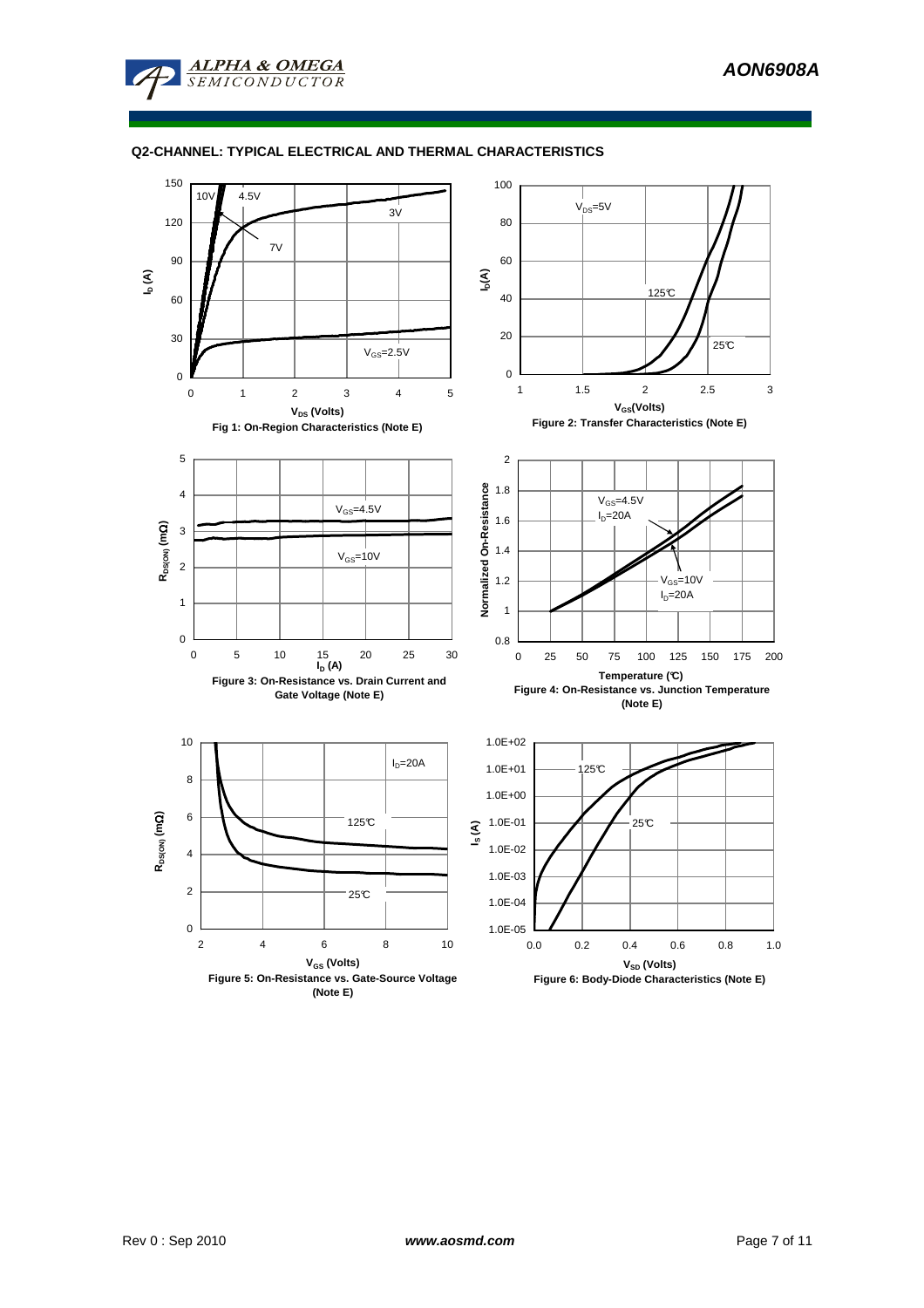## Q2-CHANNEL: TYPICAL ELECTRICAL AND THERMAL CHARACTERISTICS

Fig 1: On-Region Characteristics (Note E)

Figure 2: Transfer Characteristics (Note E)

Figure 3: On-Resistance vs. Drain Current and Gate Voltage (Note E)

Figure 4: On-Resistance vs. Junction Temperature (Note E)

Figure 5: On-Resistance vs. Gate-Source Voltage (Note E)

Figure 6: Body-Diode Characteristics (Note E)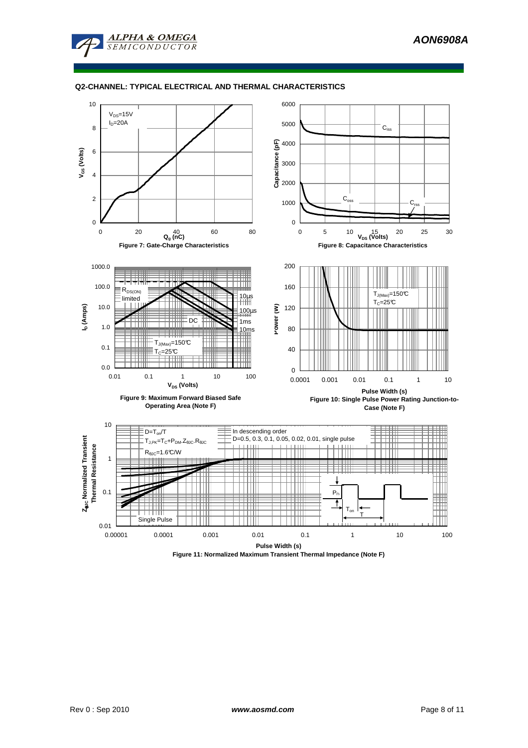## Q2-CHANNEL: TYPICAL ELECTRICAL AND THERMAL CHARACTERISTICS

$V_{DS}$=15V
$I_D$=20A

**Figure 7: Gate-Charge Characteristics**

$C_{iss}$, $C_{oss}$, $C_{rss}$

**Figure 8: Capacitance Characteristics**

$R_{DS(ON)}$ limited, 10µs, 100µs, 1ms, 10ms, DC, $T_{J(Max)}$=150°C, $T_C$=25°C

**Figure 9: Maximum Forward Biased Safe Operating Area (Note F)**

$T_{J(Max)}$=150°C
$T_C$=25°C

**Figure 10: Single Pulse Power Rating Junction-to-Case (Note F)**

$D=T_{on}/T$
$T_{J,PK}=T_C+P_{DM}.Z_{\theta JC}.R_{\theta JC}$
$R_{\theta JC}$=1.6°C/W

In descending order
D=0.5, 0.3, 0.1, 0.05, 0.02, 0.01, single pulse

**Figure 11: Normalized Maximum Transient Thermal Impedance (Note F)**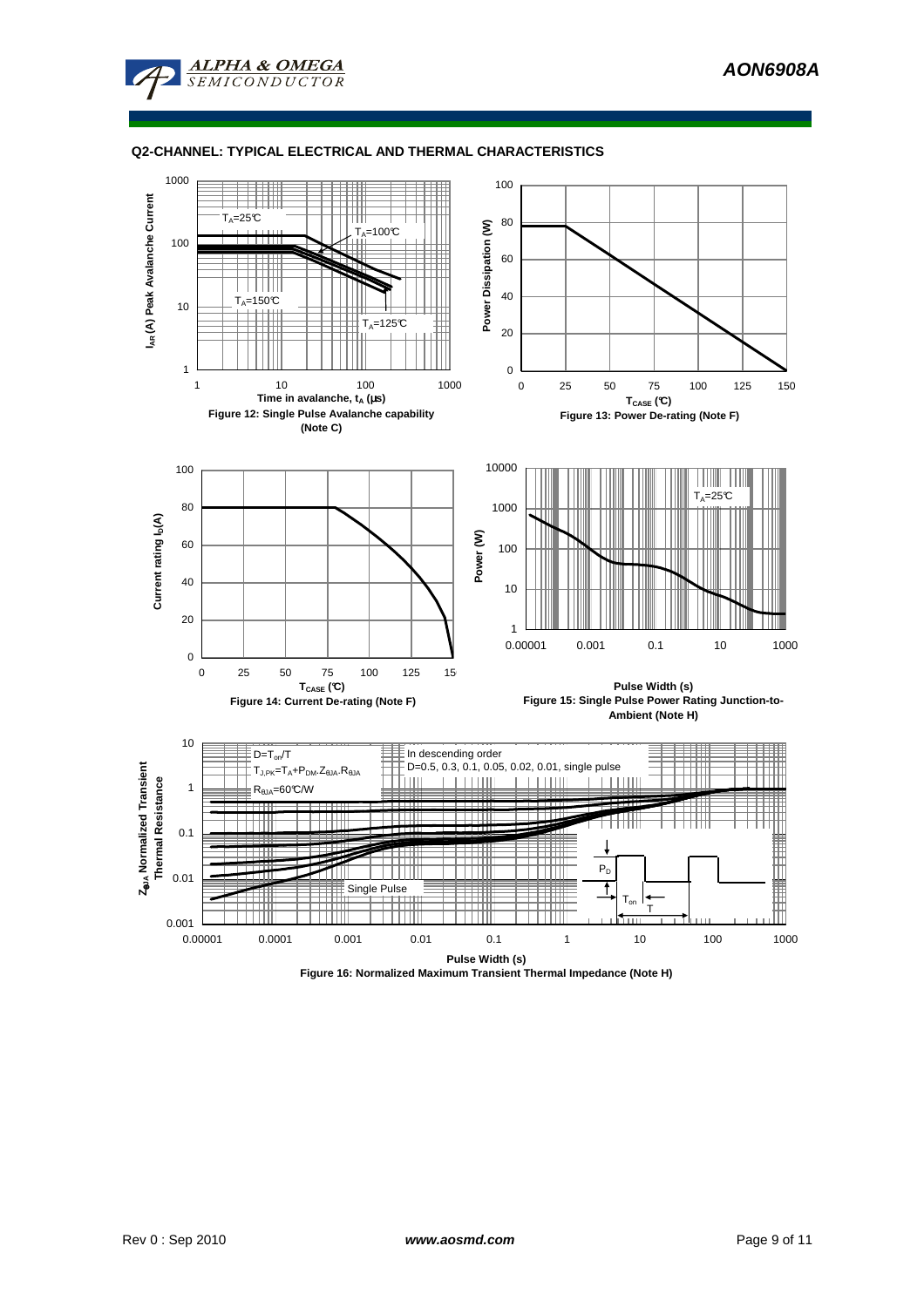## Q2-CHANNEL: TYPICAL ELECTRICAL AND THERMAL CHARACTERISTICS

$T_A$=25°C

$T_A$=100°C

$T_A$=150°C

$T_A$=125°C

$I_{AR}$ (A) Peak Avalanche Current

Time in avalanche, $t_A$ (µs)

**Figure 12: Single Pulse Avalanche capability (Note C)**

Power Dissipation (W)

$T_{CASE}$ (°C)

**Figure 13: Power De-rating (Note F)**

Current rating $I_D$(A)

$T_{CASE}$ (°C)

**Figure 14: Current De-rating (Note F)**

$T_A$=25°C

Power (W)

Pulse Width (s)

**Figure 15: Single Pulse Power Rating Junction-to-Ambient (Note H)**

$D=T_{on}/T$

$T_{J,PK}=T_A+P_{DM}.Z_{\theta JA}.R_{\theta JA}$

$R_{\theta JA}$=60°C/W

In descending order

D=0.5, 0.3, 0.1, 0.05, 0.02, 0.01, single pulse

Single Pulse

$P_D$

$T_{on}$

T

$Z_{\theta JA}$ Normalized Transient Thermal Resistance

Pulse Width (s)

**Figure 16: Normalized Maximum Transient Thermal Impedance (Note H)**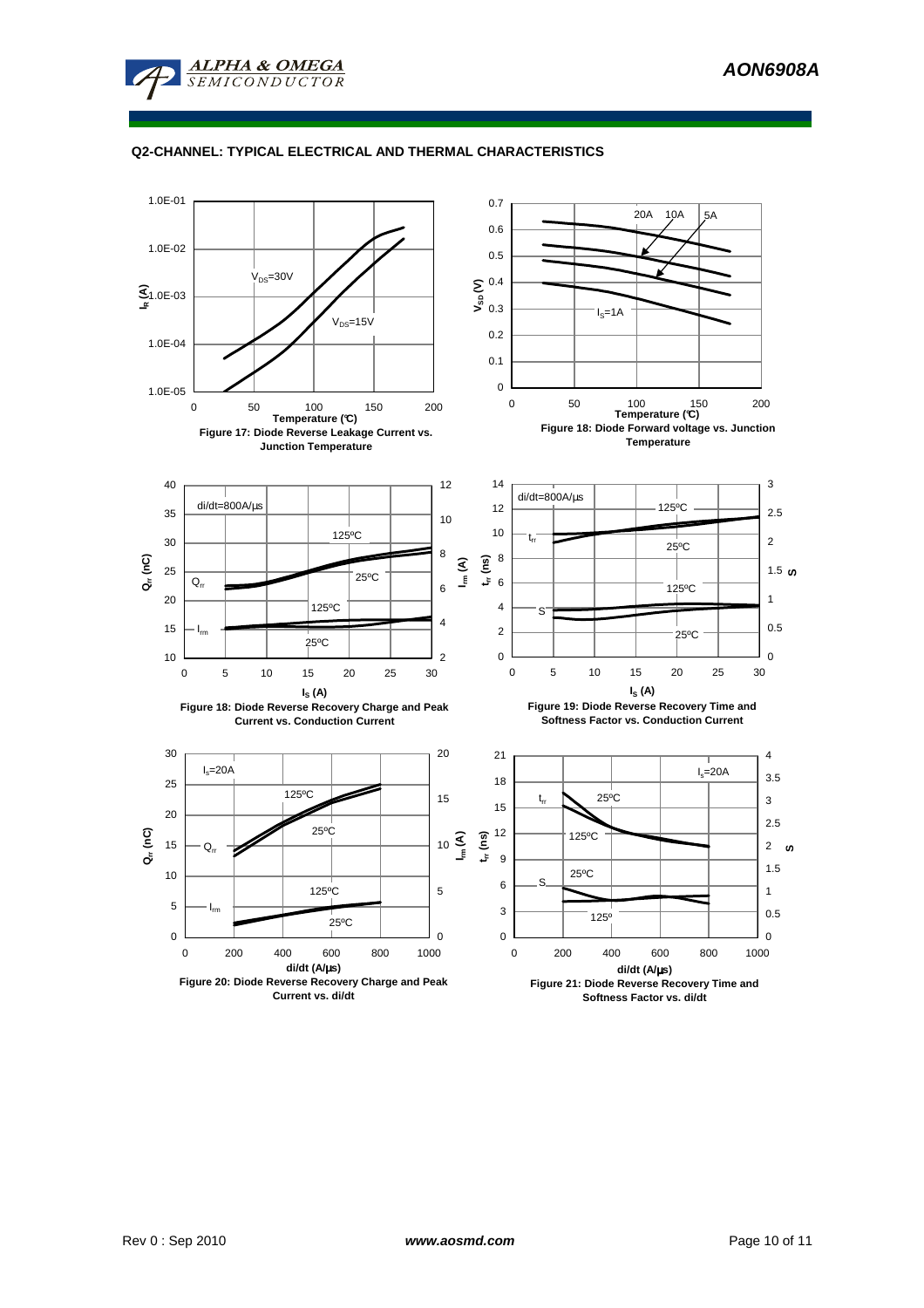## Q2-CHANNEL: TYPICAL ELECTRICAL AND THERMAL CHARACTERISTICS

Figure 17: Diode Reverse Leakage Current vs. Junction Temperature

Figure 18: Diode Forward voltage vs. Junction Temperature

Figure 18: Diode Reverse Recovery Charge and Peak Current vs. Conduction Current

Figure 19: Diode Reverse Recovery Time and Softness Factor vs. Conduction Current

Figure 20: Diode Reverse Recovery Charge and Peak Current vs. di/dt

Figure 21: Diode Reverse Recovery Time and Softness Factor vs. di/dt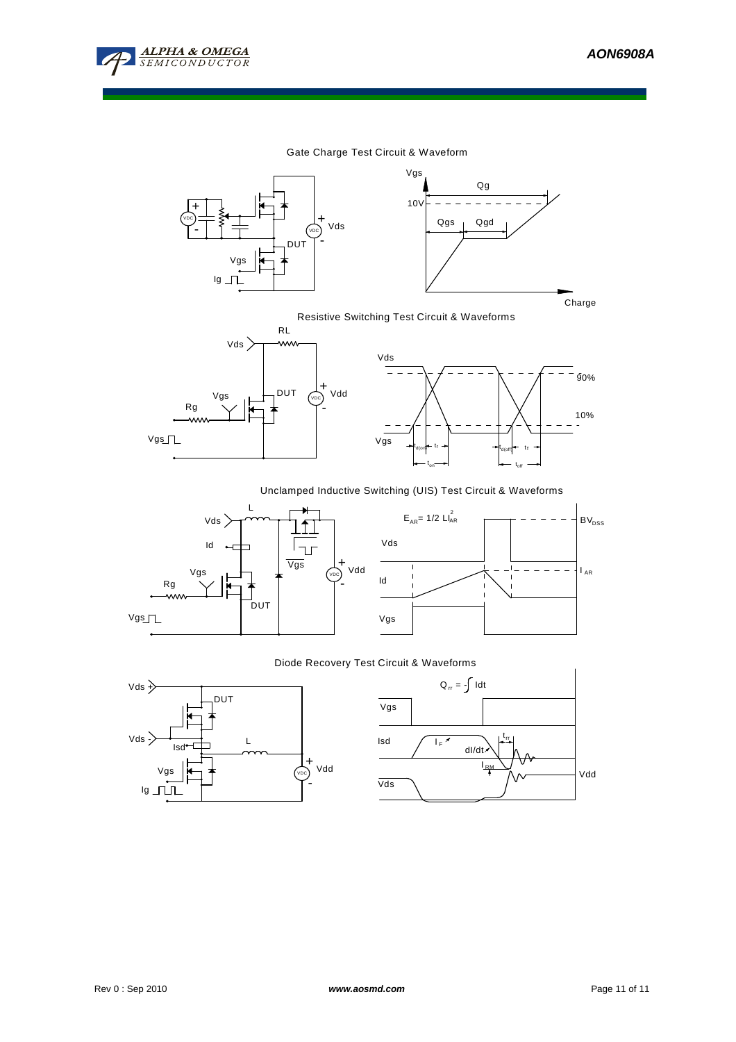## Gate Charge Test Circuit & Waveform

VDC
+
-
Vds
DUT
Vgs
Ig

Vgs
Qg
10V
Qgs
Qgd
Charge

## Resistive Switching Test Circuit & Waveforms

RL
Vds
Vgs
DUT
Rg
Vdd
Vgs

Vds
90%
10%
Vgs
$t_{d(on)}$
$t_r$
$t_{on}$
$t_{d(off)}$
$t_f$
$t_{off}$

## Unclamped Inductive Switching (UIS) Test Circuit & Waveforms

L
Vds
Id
Vgs
Rg
DUT
Vdd
Vgs

$E_{AR} = 1/2\ LI_{AR}^2$
$BV_{DSS}$
Vds
Id
$I_{AR}$
Vgs

## Diode Recovery Test Circuit & Waveforms

Vds +
DUT
Vds -
Isd
L
Vgs
Ig
Vdd

$Q_{rr} = -\int Idt$
Vgs
Isd
$I_F$
dI/dt
$t_{rr}$
$I_{RM}$
Vds
Vdd